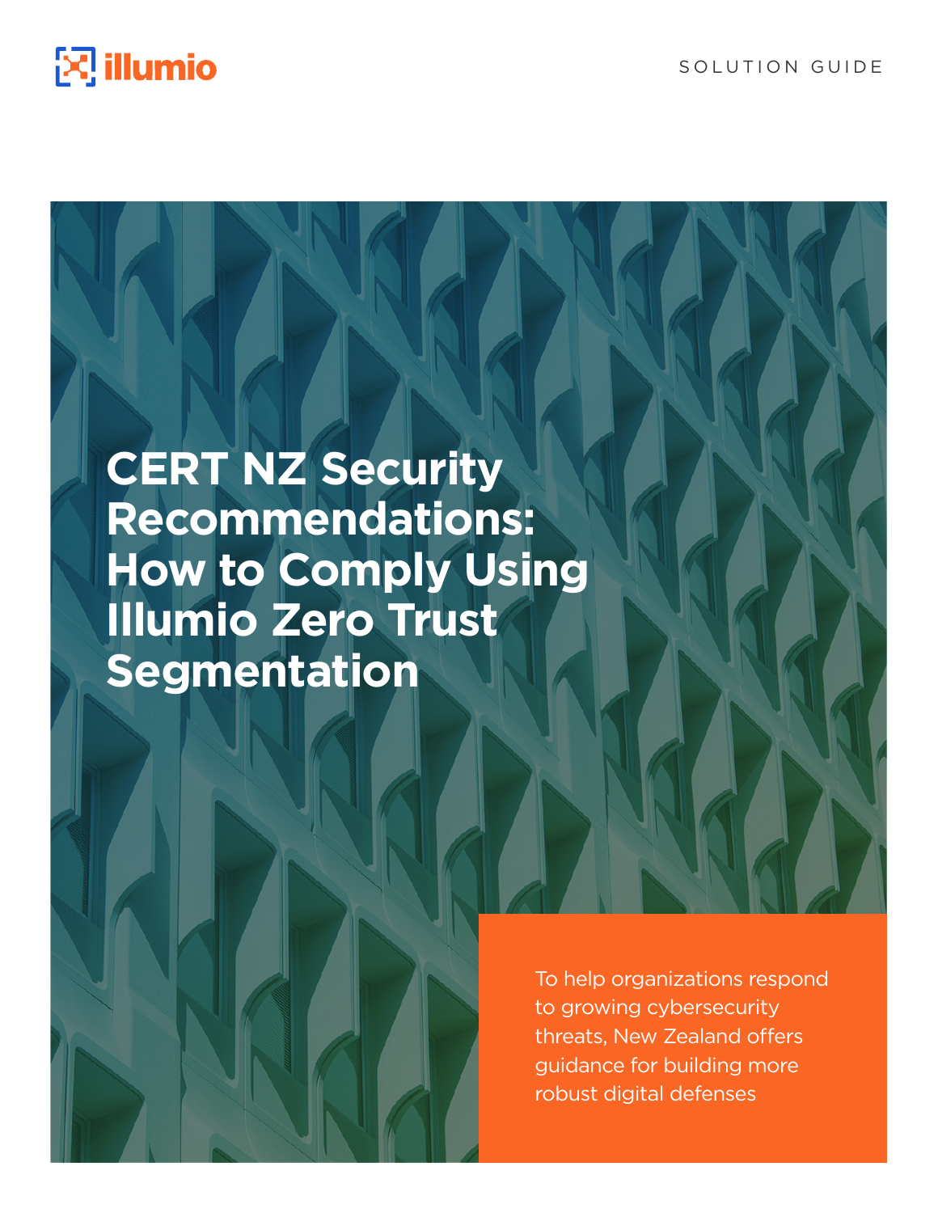SOLUTION GUIDE

# CERT NZ Security Recommendations: How to Comply Using Illumio Zero Trust Segmentation

To help organizations respond to growing cybersecurity threats, New Zealand offers guidance for building more robust digital defenses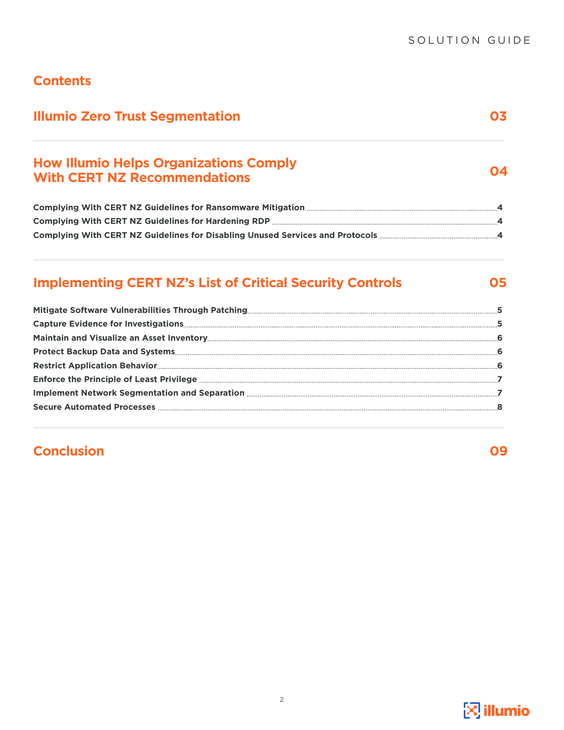# Contents

## Illumio Zero Trust Segmentation 03

## How Illumio Helps Organizations Comply With CERT NZ Recommendations 04

**Complying With CERT NZ Guidelines for Ransomware Mitigation** ........ 4

**Complying With CERT NZ Guidelines for Hardening RDP** ........ 4

**Complying With CERT NZ Guidelines for Disabling Unused Services and Protocols** ........ 4

## Implementing CERT NZ's List of Critical Security Controls 05

**Mitigate Software Vulnerabilities Through Patching** ........ 5

**Capture Evidence for Investigations** ........ 5

**Maintain and Visualize an Asset Inventory** ........ 6

**Protect Backup Data and Systems** ........ 6

**Restrict Application Behavior** ........ 6

**Enforce the Principle of Least Privilege** ........ 7

**Implement Network Segmentation and Separation** ........ 7

**Secure Automated Processes** ........ 8

## Conclusion 09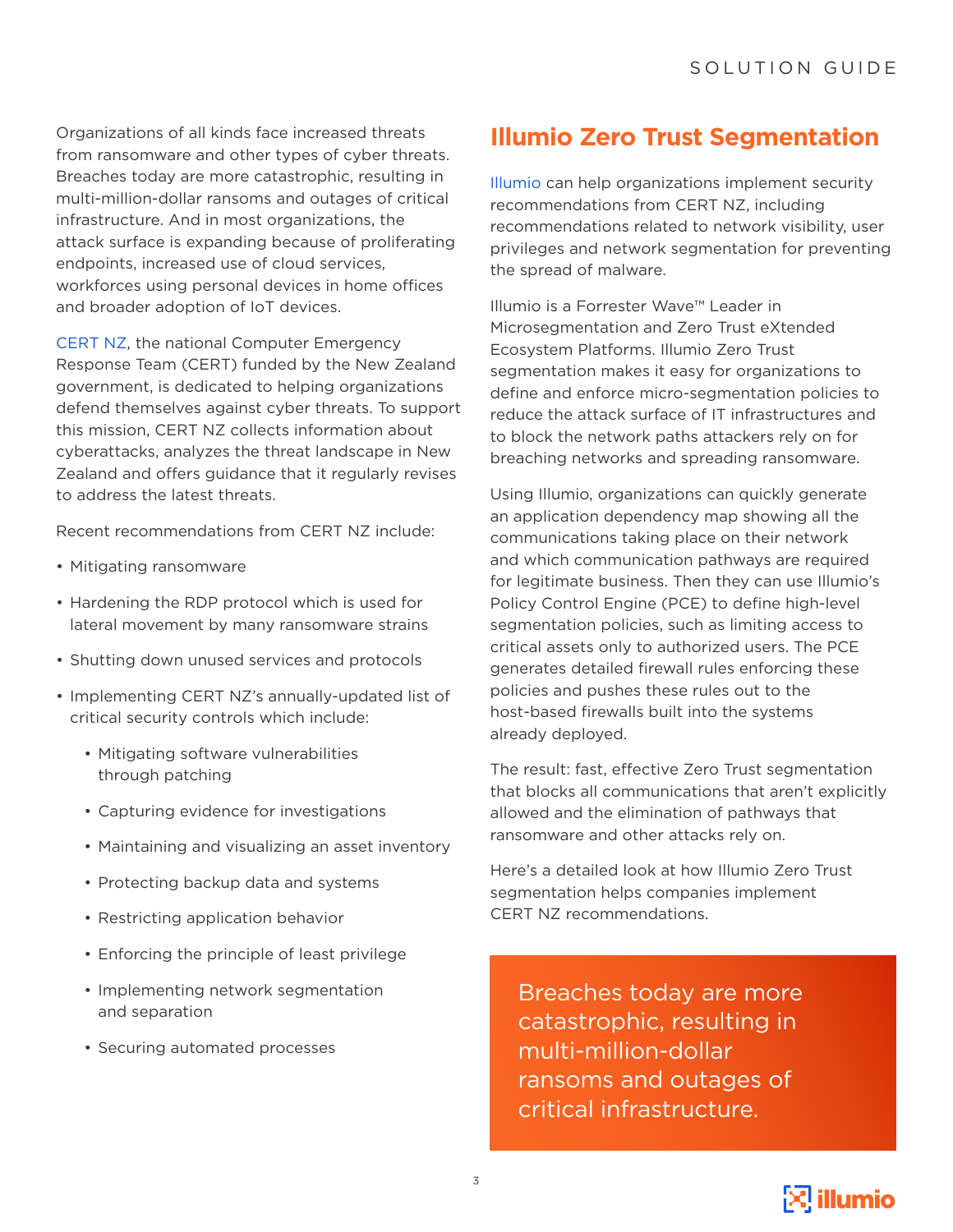Organizations of all kinds face increased threats from ransomware and other types of cyber threats. Breaches today are more catastrophic, resulting in multi-million-dollar ransoms and outages of critical infrastructure. And in most organizations, the attack surface is expanding because of proliferating endpoints, increased use of cloud services, workforces using personal devices in home offices and broader adoption of IoT devices.

CERT NZ, the national Computer Emergency Response Team (CERT) funded by the New Zealand government, is dedicated to helping organizations defend themselves against cyber threats. To support this mission, CERT NZ collects information about cyberattacks, analyzes the threat landscape in New Zealand and offers guidance that it regularly revises to address the latest threats.

Recent recommendations from CERT NZ include:

- Mitigating ransomware
- Hardening the RDP protocol which is used for lateral movement by many ransomware strains
- Shutting down unused services and protocols
- Implementing CERT NZ's annually-updated list of critical security controls which include:
  - Mitigating software vulnerabilities through patching
  - Capturing evidence for investigations
  - Maintaining and visualizing an asset inventory
  - Protecting backup data and systems
  - Restricting application behavior
  - Enforcing the principle of least privilege
  - Implementing network segmentation and separation
  - Securing automated processes

## Illumio Zero Trust Segmentation

Illumio can help organizations implement security recommendations from CERT NZ, including recommendations related to network visibility, user privileges and network segmentation for preventing the spread of malware.

Illumio is a Forrester Wave™ Leader in Microsegmentation and Zero Trust eXtended Ecosystem Platforms. Illumio Zero Trust segmentation makes it easy for organizations to define and enforce micro-segmentation policies to reduce the attack surface of IT infrastructures and to block the network paths attackers rely on for breaching networks and spreading ransomware.

Using Illumio, organizations can quickly generate an application dependency map showing all the communications taking place on their network and which communication pathways are required for legitimate business. Then they can use Illumio's Policy Control Engine (PCE) to define high-level segmentation policies, such as limiting access to critical assets only to authorized users. The PCE generates detailed firewall rules enforcing these policies and pushes these rules out to the host-based firewalls built into the systems already deployed.

The result: fast, effective Zero Trust segmentation that blocks all communications that aren't explicitly allowed and the elimination of pathways that ransomware and other attacks rely on.

Here's a detailed look at how Illumio Zero Trust segmentation helps companies implement CERT NZ recommendations.

> Breaches today are more catastrophic, resulting in multi-million-dollar ransoms and outages of critical infrastructure.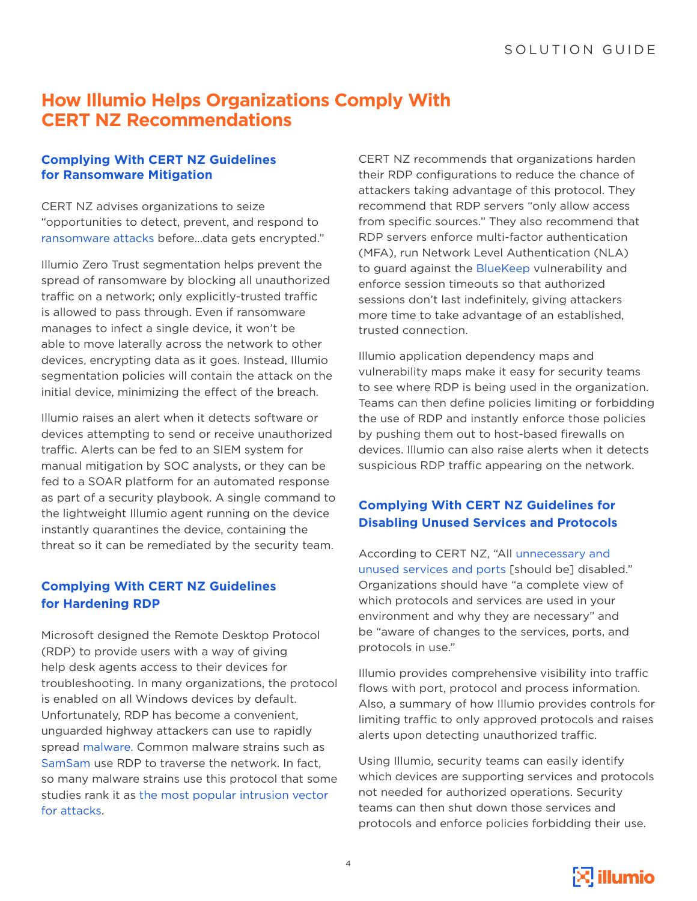# How Illumio Helps Organizations Comply With CERT NZ Recommendations

## Complying With CERT NZ Guidelines for Ransomware Mitigation

CERT NZ advises organizations to seize "opportunities to detect, prevent, and respond to ransomware attacks before…data gets encrypted."

Illumio Zero Trust segmentation helps prevent the spread of ransomware by blocking all unauthorized traffic on a network; only explicitly-trusted traffic is allowed to pass through. Even if ransomware manages to infect a single device, it won't be able to move laterally across the network to other devices, encrypting data as it goes. Instead, Illumio segmentation policies will contain the attack on the initial device, minimizing the effect of the breach.

Illumio raises an alert when it detects software or devices attempting to send or receive unauthorized traffic. Alerts can be fed to an SIEM system for manual mitigation by SOC analysts, or they can be fed to a SOAR platform for an automated response as part of a security playbook. A single command to the lightweight Illumio agent running on the device instantly quarantines the device, containing the threat so it can be remediated by the security team.

## Complying With CERT NZ Guidelines for Hardening RDP

Microsoft designed the Remote Desktop Protocol (RDP) to provide users with a way of giving help desk agents access to their devices for troubleshooting. In many organizations, the protocol is enabled on all Windows devices by default. Unfortunately, RDP has become a convenient, unguarded highway attackers can use to rapidly spread malware. Common malware strains such as SamSam use RDP to traverse the network. In fact, so many malware strains use this protocol that some studies rank it as the most popular intrusion vector for attacks.

CERT NZ recommends that organizations harden their RDP configurations to reduce the chance of attackers taking advantage of this protocol. They recommend that RDP servers "only allow access from specific sources." They also recommend that RDP servers enforce multi-factor authentication (MFA), run Network Level Authentication (NLA) to guard against the BlueKeep vulnerability and enforce session timeouts so that authorized sessions don't last indefinitely, giving attackers more time to take advantage of an established, trusted connection.

Illumio application dependency maps and vulnerability maps make it easy for security teams to see where RDP is being used in the organization. Teams can then define policies limiting or forbidding the use of RDP and instantly enforce those policies by pushing them out to host-based firewalls on devices. Illumio can also raise alerts when it detects suspicious RDP traffic appearing on the network.

## Complying With CERT NZ Guidelines for Disabling Unused Services and Protocols

According to CERT NZ, "All unnecessary and unused services and ports [should be] disabled." Organizations should have "a complete view of which protocols and services are used in your environment and why they are necessary" and be "aware of changes to the services, ports, and protocols in use."

Illumio provides comprehensive visibility into traffic flows with port, protocol and process information. Also, a summary of how Illumio provides controls for limiting traffic to only approved protocols and raises alerts upon detecting unauthorized traffic.

Using Illumio, security teams can easily identify which devices are supporting services and protocols not needed for authorized operations. Security teams can then shut down those services and protocols and enforce policies forbidding their use.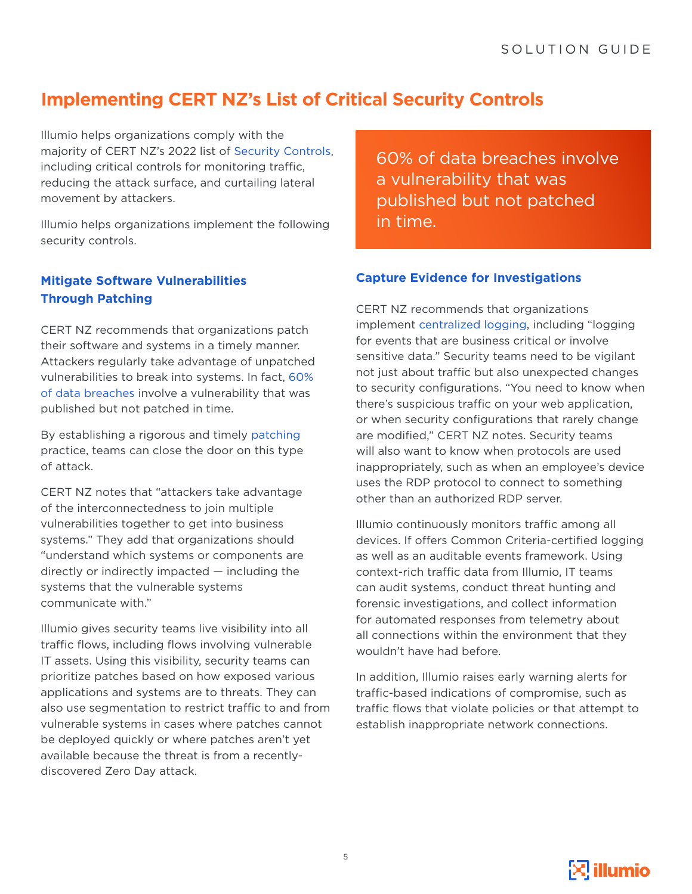# Implementing CERT NZ's List of Critical Security Controls

Illumio helps organizations comply with the majority of CERT NZ's 2022 list of Security Controls, including critical controls for monitoring traffic, reducing the attack surface, and curtailing lateral movement by attackers.

Illumio helps organizations implement the following security controls.

## Mitigate Software Vulnerabilities Through Patching

CERT NZ recommends that organizations patch their software and systems in a timely manner. Attackers regularly take advantage of unpatched vulnerabilities to break into systems. In fact, 60% of data breaches involve a vulnerability that was published but not patched in time.

By establishing a rigorous and timely patching practice, teams can close the door on this type of attack.

CERT NZ notes that "attackers take advantage of the interconnectedness to join multiple vulnerabilities together to get into business systems." They add that organizations should "understand which systems or components are directly or indirectly impacted — including the systems that the vulnerable systems communicate with."

Illumio gives security teams live visibility into all traffic flows, including flows involving vulnerable IT assets. Using this visibility, security teams can prioritize patches based on how exposed various applications and systems are to threats. They can also use segmentation to restrict traffic to and from vulnerable systems in cases where patches cannot be deployed quickly or where patches aren't yet available because the threat is from a recently-discovered Zero Day attack.

> 60% of data breaches involve a vulnerability that was published but not patched in time.

## Capture Evidence for Investigations

CERT NZ recommends that organizations implement centralized logging, including "logging for events that are business critical or involve sensitive data." Security teams need to be vigilant not just about traffic but also unexpected changes to security configurations. "You need to know when there's suspicious traffic on your web application, or when security configurations that rarely change are modified," CERT NZ notes. Security teams will also want to know when protocols are used inappropriately, such as when an employee's device uses the RDP protocol to connect to something other than an authorized RDP server.

Illumio continuously monitors traffic among all devices. If offers Common Criteria-certified logging as well as an auditable events framework. Using context-rich traffic data from Illumio, IT teams can audit systems, conduct threat hunting and forensic investigations, and collect information for automated responses from telemetry about all connections within the environment that they wouldn't have had before.

In addition, Illumio raises early warning alerts for traffic-based indications of compromise, such as traffic flows that violate policies or that attempt to establish inappropriate network connections.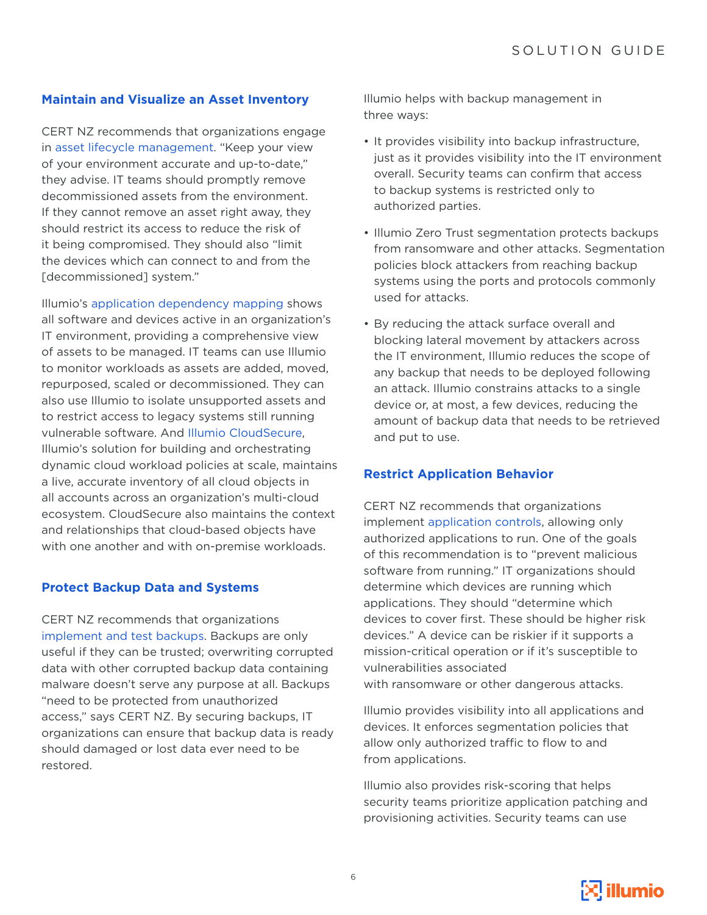## Maintain and Visualize an Asset Inventory

CERT NZ recommends that organizations engage in asset lifecycle management. "Keep your view of your environment accurate and up-to-date," they advise. IT teams should promptly remove decommissioned assets from the environment. If they cannot remove an asset right away, they should restrict its access to reduce the risk of it being compromised. They should also "limit the devices which can connect to and from the [decommissioned] system."

Illumio's application dependency mapping shows all software and devices active in an organization's IT environment, providing a comprehensive view of assets to be managed. IT teams can use Illumio to monitor workloads as assets are added, moved, repurposed, scaled or decommissioned. They can also use Illumio to isolate unsupported assets and to restrict access to legacy systems still running vulnerable software. And Illumio CloudSecure, Illumio's solution for building and orchestrating dynamic cloud workload policies at scale, maintains a live, accurate inventory of all cloud objects in all accounts across an organization's multi-cloud ecosystem. CloudSecure also maintains the context and relationships that cloud-based objects have with one another and with on-premise workloads.

## Protect Backup Data and Systems

CERT NZ recommends that organizations implement and test backups. Backups are only useful if they can be trusted; overwriting corrupted data with other corrupted backup data containing malware doesn't serve any purpose at all. Backups "need to be protected from unauthorized access," says CERT NZ. By securing backups, IT organizations can ensure that backup data is ready should damaged or lost data ever need to be restored.

Illumio helps with backup management in three ways:

- It provides visibility into backup infrastructure, just as it provides visibility into the IT environment overall. Security teams can confirm that access to backup systems is restricted only to authorized parties.
- Illumio Zero Trust segmentation protects backups from ransomware and other attacks. Segmentation policies block attackers from reaching backup systems using the ports and protocols commonly used for attacks.
- By reducing the attack surface overall and blocking lateral movement by attackers across the IT environment, Illumio reduces the scope of any backup that needs to be deployed following an attack. Illumio constrains attacks to a single device or, at most, a few devices, reducing the amount of backup data that needs to be retrieved and put to use.

## Restrict Application Behavior

CERT NZ recommends that organizations implement application controls, allowing only authorized applications to run. One of the goals of this recommendation is to "prevent malicious software from running." IT organizations should determine which devices are running which applications. They should "determine which devices to cover first. These should be higher risk devices." A device can be riskier if it supports a mission-critical operation or if it's susceptible to vulnerabilities associated with ransomware or other dangerous attacks.

Illumio provides visibility into all applications and devices. It enforces segmentation policies that allow only authorized traffic to flow to and from applications.

Illumio also provides risk-scoring that helps security teams prioritize application patching and provisioning activities. Security teams can use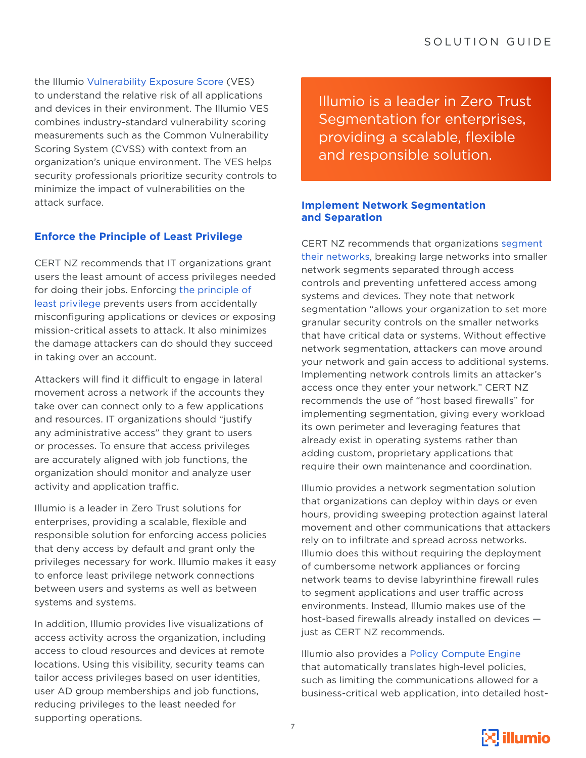the Illumio Vulnerability Exposure Score (VES) to understand the relative risk of all applications and devices in their environment. The Illumio VES combines industry-standard vulnerability scoring measurements such as the Common Vulnerability Scoring System (CVSS) with context from an organization's unique environment. The VES helps security professionals prioritize security controls to minimize the impact of vulnerabilities on the attack surface.

### Enforce the Principle of Least Privilege

CERT NZ recommends that IT organizations grant users the least amount of access privileges needed for doing their jobs. Enforcing the principle of least privilege prevents users from accidentally misconfiguring applications or devices or exposing mission-critical assets to attack. It also minimizes the damage attackers can do should they succeed in taking over an account.

Attackers will find it difficult to engage in lateral movement across a network if the accounts they take over can connect only to a few applications and resources. IT organizations should "justify any administrative access" they grant to users or processes. To ensure that access privileges are accurately aligned with job functions, the organization should monitor and analyze user activity and application traffic.

Illumio is a leader in Zero Trust solutions for enterprises, providing a scalable, flexible and responsible solution for enforcing access policies that deny access by default and grant only the privileges necessary for work. Illumio makes it easy to enforce least privilege network connections between users and systems as well as between systems and systems.

In addition, Illumio provides live visualizations of access activity across the organization, including access to cloud resources and devices at remote locations. Using this visibility, security teams can tailor access privileges based on user identities, user AD group memberships and job functions, reducing privileges to the least needed for supporting operations.

> Illumio is a leader in Zero Trust Segmentation for enterprises, providing a scalable, flexible and responsible solution.

### Implement Network Segmentation and Separation

CERT NZ recommends that organizations segment their networks, breaking large networks into smaller network segments separated through access controls and preventing unfettered access among systems and devices. They note that network segmentation "allows your organization to set more granular security controls on the smaller networks that have critical data or systems. Without effective network segmentation, attackers can move around your network and gain access to additional systems. Implementing network controls limits an attacker's access once they enter your network." CERT NZ recommends the use of "host based firewalls" for implementing segmentation, giving every workload its own perimeter and leveraging features that already exist in operating systems rather than adding custom, proprietary applications that require their own maintenance and coordination.

Illumio provides a network segmentation solution that organizations can deploy within days or even hours, providing sweeping protection against lateral movement and other communications that attackers rely on to infiltrate and spread across networks. Illumio does this without requiring the deployment of cumbersome network appliances or forcing network teams to devise labyrinthine firewall rules to segment applications and user traffic across environments. Instead, Illumio makes use of the host-based firewalls already installed on devices — just as CERT NZ recommends.

Illumio also provides a Policy Compute Engine that automatically translates high-level policies, such as limiting the communications allowed for a business-critical web application, into detailed host-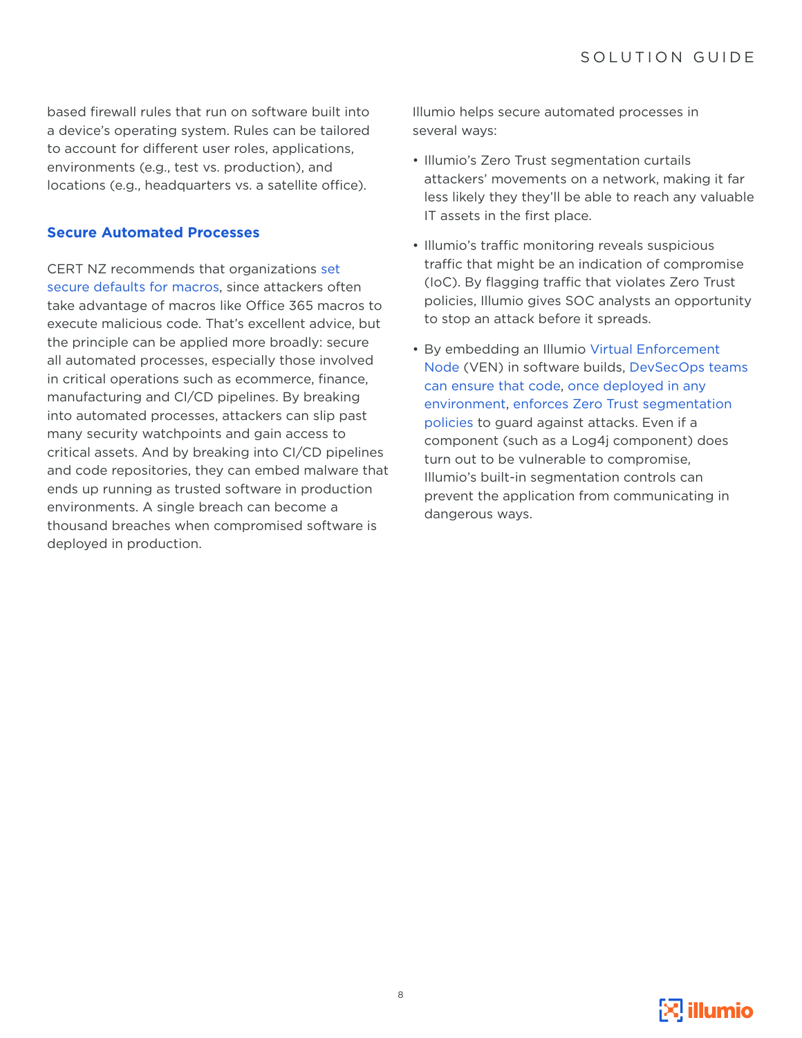based firewall rules that run on software built into a device's operating system. Rules can be tailored to account for different user roles, applications, environments (e.g., test vs. production), and locations (e.g., headquarters vs. a satellite office).

### Secure Automated Processes

CERT NZ recommends that organizations set secure defaults for macros, since attackers often take advantage of macros like Office 365 macros to execute malicious code. That's excellent advice, but the principle can be applied more broadly: secure all automated processes, especially those involved in critical operations such as ecommerce, finance, manufacturing and CI/CD pipelines. By breaking into automated processes, attackers can slip past many security watchpoints and gain access to critical assets. And by breaking into CI/CD pipelines and code repositories, they can embed malware that ends up running as trusted software in production environments. A single breach can become a thousand breaches when compromised software is deployed in production.

Illumio helps secure automated processes in several ways:

- Illumio's Zero Trust segmentation curtails attackers' movements on a network, making it far less likely they they'll be able to reach any valuable IT assets in the first place.
- Illumio's traffic monitoring reveals suspicious traffic that might be an indication of compromise (IoC). By flagging traffic that violates Zero Trust policies, Illumio gives SOC analysts an opportunity to stop an attack before it spreads.
- By embedding an Illumio Virtual Enforcement Node (VEN) in software builds, DevSecOps teams can ensure that code, once deployed in any environment, enforces Zero Trust segmentation policies to guard against attacks. Even if a component (such as a Log4j component) does turn out to be vulnerable to compromise, Illumio's built-in segmentation controls can prevent the application from communicating in dangerous ways.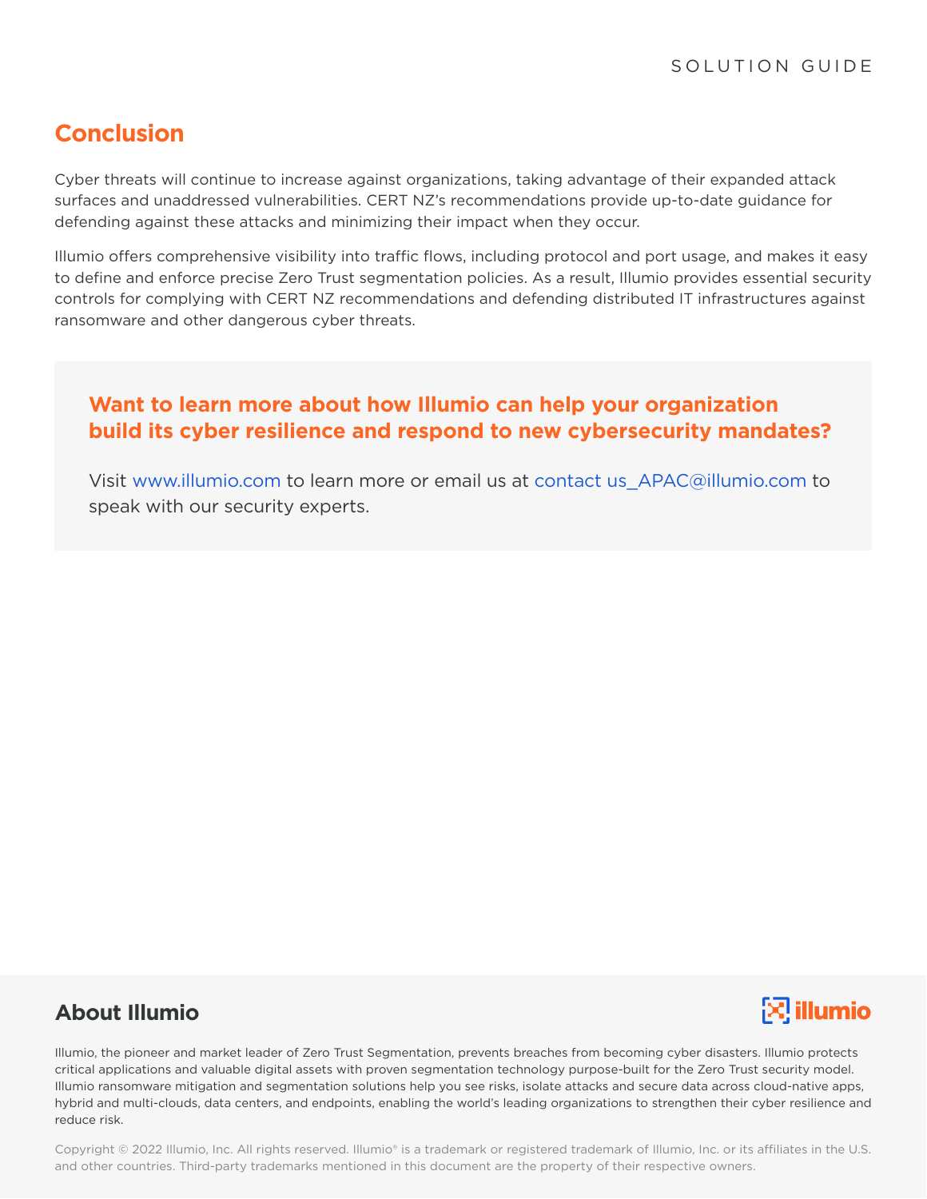## Conclusion

Cyber threats will continue to increase against organizations, taking advantage of their expanded attack surfaces and unaddressed vulnerabilities. CERT NZ's recommendations provide up-to-date guidance for defending against these attacks and minimizing their impact when they occur.

Illumio offers comprehensive visibility into traffic flows, including protocol and port usage, and makes it easy to define and enforce precise Zero Trust segmentation policies. As a result, Illumio provides essential security controls for complying with CERT NZ recommendations and defending distributed IT infrastructures against ransomware and other dangerous cyber threats.

### Want to learn more about how Illumio can help your organization build its cyber resilience and respond to new cybersecurity mandates?

Visit www.illumio.com to learn more or email us at contact us_APAC@illumio.com to speak with our security experts.

## About Illumio

Illumio, the pioneer and market leader of Zero Trust Segmentation, prevents breaches from becoming cyber disasters. Illumio protects critical applications and valuable digital assets with proven segmentation technology purpose-built for the Zero Trust security model. Illumio ransomware mitigation and segmentation solutions help you see risks, isolate attacks and secure data across cloud-native apps, hybrid and multi-clouds, data centers, and endpoints, enabling the world's leading organizations to strengthen their cyber resilience and reduce risk.

Copyright © 2022 Illumio, Inc. All rights reserved. Illumio® is a trademark or registered trademark of Illumio, Inc. or its affiliates in the U.S. and other countries. Third-party trademarks mentioned in this document are the property of their respective owners.